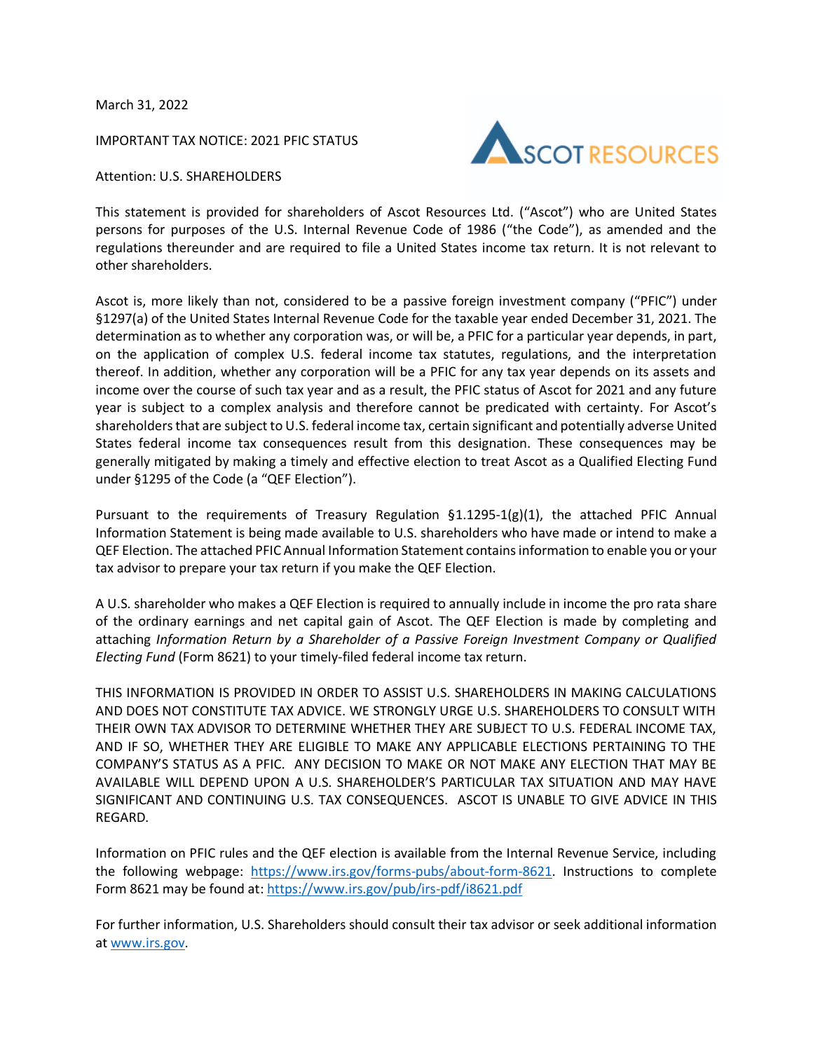March 31, 2022

IMPORTANT TAX NOTICE: 2021 PFIC STATUS

Attention: U.S. SHAREHOLDERS

This statement is provided for shareholders of Ascot Resources Ltd. ("Ascot") who are United States persons for purposes of the U.S. Internal Revenue Code of 1986 ("the Code"), as amended and the regulations thereunder and are required to file a United States income tax return. It is not relevant to other shareholders.

Ascot is, more likely than not, considered to be a passive foreign investment company ("PFIC") under §1297(a) of the United States Internal Revenue Code for the taxable year ended December 31, 2021. The determination as to whether any corporation was, or will be, a PFIC for a particular year depends, in part, on the application of complex U.S. federal income tax statutes, regulations, and the interpretation thereof. In addition, whether any corporation will be a PFIC for any tax year depends on its assets and income over the course of such tax year and as a result, the PFIC status of Ascot for 2021 and any future year is subject to a complex analysis and therefore cannot be predicated with certainty. For Ascot's shareholders that are subject to U.S. federal income tax, certain significant and potentially adverse United States federal income tax consequences result from this designation. These consequences may be generally mitigated by making a timely and effective election to treat Ascot as a Qualified Electing Fund under §1295 of the Code (a "QEF Election").

Pursuant to the requirements of Treasury Regulation §1.1295-1(g)(1), the attached PFIC Annual Information Statement is being made available to U.S. shareholders who have made or intend to make a QEF Election. The attached PFIC Annual Information Statement contains information to enable you or your tax advisor to prepare your tax return if you make the QEF Election.

A U.S. shareholder who makes a QEF Election is required to annually include in income the pro rata share of the ordinary earnings and net capital gain of Ascot. The QEF Election is made by completing and attaching *Information Return by a Shareholder of a Passive Foreign Investment Company or Qualified Electing Fund* (Form 8621) to your timely-filed federal income tax return.

THIS INFORMATION IS PROVIDED IN ORDER TO ASSIST U.S. SHAREHOLDERS IN MAKING CALCULATIONS AND DOES NOT CONSTITUTE TAX ADVICE. WE STRONGLY URGE U.S. SHAREHOLDERS TO CONSULT WITH THEIR OWN TAX ADVISOR TO DETERMINE WHETHER THEY ARE SUBJECT TO U.S. FEDERAL INCOME TAX, AND IF SO, WHETHER THEY ARE ELIGIBLE TO MAKE ANY APPLICABLE ELECTIONS PERTAINING TO THE COMPANY'S STATUS AS A PFIC. ANY DECISION TO MAKE OR NOT MAKE ANY ELECTION THAT MAY BE AVAILABLE WILL DEPEND UPON A U.S. SHAREHOLDER'S PARTICULAR TAX SITUATION AND MAY HAVE SIGNIFICANT AND CONTINUING U.S. TAX CONSEQUENCES. ASCOT IS UNABLE TO GIVE ADVICE IN THIS REGARD.

Information on PFIC rules and the QEF election is available from the Internal Revenue Service, including the following webpage: https://www.irs.gov/forms-pubs/about-form-8621. Instructions to complete Form 8621 may be found at: https://www.irs.gov/pub/irs-pdf/i8621.pdf

For further information, U.S. Shareholders should consult their tax advisor or seek additional information at www.irs.gov.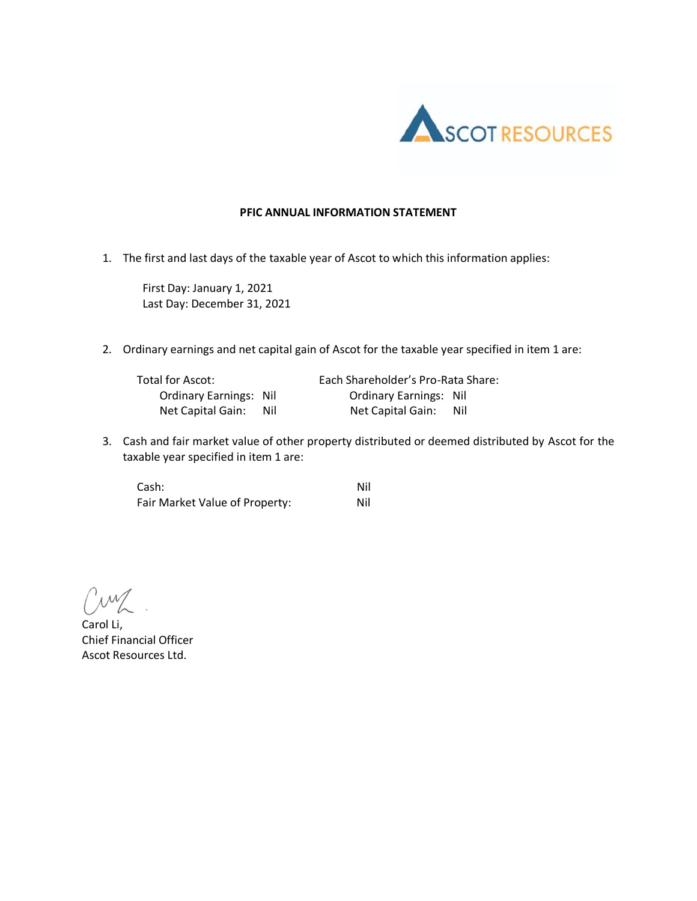ASCOT RESOURCES

**PFIC ANNUAL INFORMATION STATEMENT**

1. The first and last days of the taxable year of Ascot to which this information applies:

   First Day: January 1, 2021
   Last Day: December 31, 2021

2. Ordinary earnings and net capital gain of Ascot for the taxable year specified in item 1 are:

| Total for Ascot: | | Each Shareholder's Pro-Rata Share: | |
|---|---|---|---|
| Ordinary Earnings: | Nil | Ordinary Earnings: | Nil |
| Net Capital Gain: | Nil | Net Capital Gain: | Nil |

3. Cash and fair market value of other property distributed or deemed distributed by Ascot for the taxable year specified in item 1 are:

| | |
|---|---|
| Cash: | Nil |
| Fair Market Value of Property: | Nil |

Carol Li,
Chief Financial Officer
Ascot Resources Ltd.